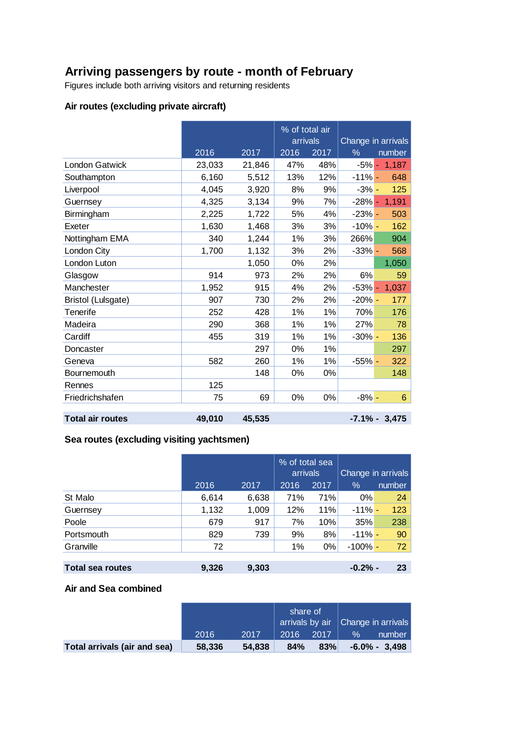# Arriving passengers by route - month of February

Figures include both arriving visitors and returning residents

### Air routes (excluding private aircraft)

| | 2016 | 2017 | % of total air arrivals 2016 | 2017 | Change in arrivals % | number |
|---|---|---|---|---|---|---|
| London Gatwick | 23,033 | 21,846 | 47% | 48% | -5% | - 1,187 |
| Southampton | 6,160 | 5,512 | 13% | 12% | -11% | - 648 |
| Liverpool | 4,045 | 3,920 | 8% | 9% | -3% | - 125 |
| Guernsey | 4,325 | 3,134 | 9% | 7% | -28% | - 1,191 |
| Birmingham | 2,225 | 1,722 | 5% | 4% | -23% | - 503 |
| Exeter | 1,630 | 1,468 | 3% | 3% | -10% | - 162 |
| Nottingham EMA | 340 | 1,244 | 1% | 3% | 266% | 904 |
| London City | 1,700 | 1,132 | 3% | 2% | -33% | - 568 |
| London Luton | | 1,050 | 0% | 2% | | 1,050 |
| Glasgow | 914 | 973 | 2% | 2% | 6% | 59 |
| Manchester | 1,952 | 915 | 4% | 2% | -53% | - 1,037 |
| Bristol (Lulsgate) | 907 | 730 | 2% | 2% | -20% | - 177 |
| Tenerife | 252 | 428 | 1% | 1% | 70% | 176 |
| Madeira | 290 | 368 | 1% | 1% | 27% | 78 |
| Cardiff | 455 | 319 | 1% | 1% | -30% | - 136 |
| Doncaster | | 297 | 0% | 1% | | 297 |
| Geneva | 582 | 260 | 1% | 1% | -55% | - 322 |
| Bournemouth | | 148 | 0% | 0% | | 148 |
| Rennes | 125 | | | | | |
| Friedrichshafen | 75 | 69 | 0% | 0% | -8% | - 6 |
| **Total air routes** | **49,010** | **45,535** | | | **-7.1%** | **- 3,475** |

### Sea routes (excluding visiting yachtsmen)

| | 2016 | 2017 | % of total sea arrivals 2016 | 2017 | Change in arrivals % | number |
|---|---|---|---|---|---|---|
| St Malo | 6,614 | 6,638 | 71% | 71% | 0% | 24 |
| Guernsey | 1,132 | 1,009 | 12% | 11% | -11% | - 123 |
| Poole | 679 | 917 | 7% | 10% | 35% | 238 |
| Portsmouth | 829 | 739 | 9% | 8% | -11% | - 90 |
| Granville | 72 | | 1% | 0% | -100% | - 72 |
| **Total sea routes** | **9,326** | **9,303** | | | **-0.2%** | **- 23** |

### Air and Sea combined

| | 2016 | 2017 | share of arrivals by air 2016 | 2017 | Change in arrivals % | number |
|---|---|---|---|---|---|---|
| **Total arrivals (air and sea)** | **58,336** | **54,838** | **84%** | **83%** | **-6.0%** | **- 3,498** |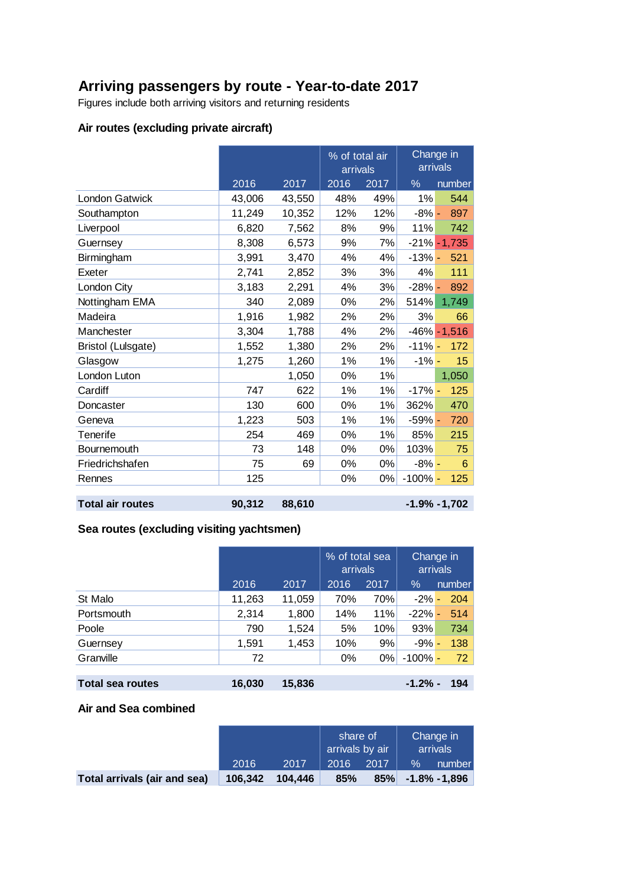# Arriving passengers by route - Year-to-date 2017

Figures include both arriving visitors and returning residents

## Air routes (excluding private aircraft)

| | | | % of total air arrivals | | Change in arrivals | |
|---|---|---|---|---|---|---|
| | 2016 | 2017 | 2016 | 2017 | % | number |
| London Gatwick | 43,006 | 43,550 | 48% | 49% | 1% | 544 |
| Southampton | 11,249 | 10,352 | 12% | 12% | -8% | -897 |
| Liverpool | 6,820 | 7,562 | 8% | 9% | 11% | 742 |
| Guernsey | 8,308 | 6,573 | 9% | 7% | -21% | -1,735 |
| Birmingham | 3,991 | 3,470 | 4% | 4% | -13% | -521 |
| Exeter | 2,741 | 2,852 | 3% | 3% | 4% | 111 |
| London City | 3,183 | 2,291 | 4% | 3% | -28% | -892 |
| Nottingham EMA | 340 | 2,089 | 0% | 2% | 514% | 1,749 |
| Madeira | 1,916 | 1,982 | 2% | 2% | 3% | 66 |
| Manchester | 3,304 | 1,788 | 4% | 2% | -46% | -1,516 |
| Bristol (Lulsgate) | 1,552 | 1,380 | 2% | 2% | -11% | -172 |
| Glasgow | 1,275 | 1,260 | 1% | 1% | -1% | -15 |
| London Luton | | 1,050 | 0% | 1% | | 1,050 |
| Cardiff | 747 | 622 | 1% | 1% | -17% | -125 |
| Doncaster | 130 | 600 | 0% | 1% | 362% | 470 |
| Geneva | 1,223 | 503 | 1% | 1% | -59% | -720 |
| Tenerife | 254 | 469 | 0% | 1% | 85% | 215 |
| Bournemouth | 73 | 148 | 0% | 0% | 103% | 75 |
| Friedrichshafen | 75 | 69 | 0% | 0% | -8% | -6 |
| Rennes | 125 | | 0% | 0% | -100% | -125 |
| **Total air routes** | **90,312** | **88,610** | | | **-1.9%** | **-1,702** |

## Sea routes (excluding visiting yachtsmen)

| | | | % of total sea arrivals | | Change in arrivals | |
|---|---|---|---|---|---|---|
| | 2016 | 2017 | 2016 | 2017 | % | number |
| St Malo | 11,263 | 11,059 | 70% | 70% | -2% | -204 |
| Portsmouth | 2,314 | 1,800 | 14% | 11% | -22% | -514 |
| Poole | 790 | 1,524 | 5% | 10% | 93% | 734 |
| Guernsey | 1,591 | 1,453 | 10% | 9% | -9% | -138 |
| Granville | 72 | | 0% | 0% | -100% | -72 |
| **Total sea routes** | **16,030** | **15,836** | | | **-1.2%** | **-194** |

## Air and Sea combined

| | | | share of arrivals by air | | Change in arrivals | |
|---|---|---|---|---|---|---|
| | 2016 | 2017 | 2016 | 2017 | % | number |
| **Total arrivals (air and sea)** | **106,342** | **104,446** | **85%** | **85%** | **-1.8%** | **-1,896** |